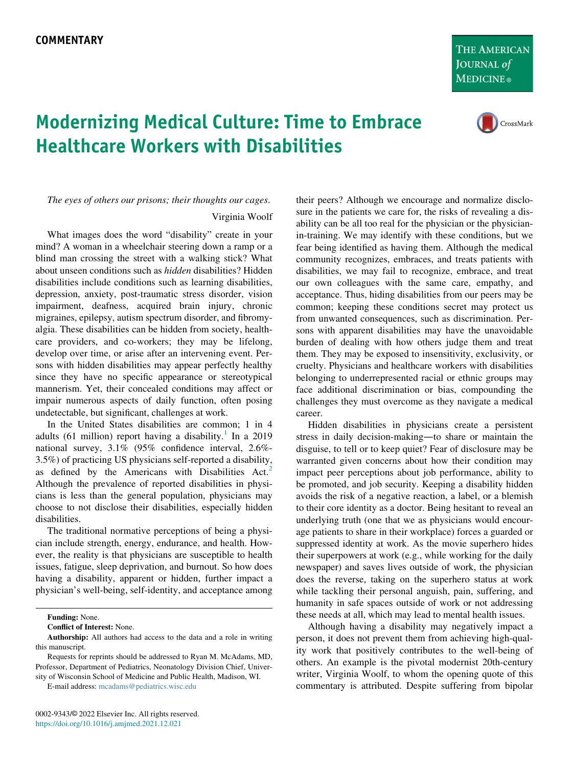COMMENTARY

# Modernizing Medical Culture: Time to Embrace Healthcare Workers with Disabilities

*The eyes of others our prisons; their thoughts our cages.*

Virginia Woolf

What images does the word "disability" create in your mind? A woman in a wheelchair steering down a ramp or a blind man crossing the street with a walking stick? What about unseen conditions such as *hidden* disabilities? Hidden disabilities include conditions such as learning disabilities, depression, anxiety, post-traumatic stress disorder, vision impairment, deafness, acquired brain injury, chronic migraines, epilepsy, autism spectrum disorder, and fibromyalgia. These disabilities can be hidden from society, healthcare providers, and co-workers; they may be lifelong, develop over time, or arise after an intervening event. Persons with hidden disabilities may appear perfectly healthy since they have no specific appearance or stereotypical mannerism. Yet, their concealed conditions may affect or impair numerous aspects of daily function, often posing undetectable, but significant, challenges at work.

In the United States disabilities are common; 1 in 4 adults (61 million) report having a disability.[1] In a 2019 national survey, 3.1% (95% confidence interval, 2.6%-3.5%) of practicing US physicians self-reported a disability, as defined by the Americans with Disabilities Act.[2] Although the prevalence of reported disabilities in physicians is less than the general population, physicians may choose to not disclose their disabilities, especially hidden disabilities.

The traditional normative perceptions of being a physician include strength, energy, endurance, and health. However, the reality is that physicians are susceptible to health issues, fatigue, sleep deprivation, and burnout. So how does having a disability, apparent or hidden, further impact a physician's well-being, self-identity, and acceptance among their peers? Although we encourage and normalize disclosure in the patients we care for, the risks of revealing a disability can be all too real for the physician or the physician-in-training. We may identify with these conditions, but we fear being identified as having them. Although the medical community recognizes, embraces, and treats patients with disabilities, we may fail to recognize, embrace, and treat our own colleagues with the same care, empathy, and acceptance. Thus, hiding disabilities from our peers may be common; keeping these conditions secret may protect us from unwanted consequences, such as discrimination. Persons with apparent disabilities may have the unavoidable burden of dealing with how others judge them and treat them. They may be exposed to insensitivity, exclusivity, or cruelty. Physicians and healthcare workers with disabilities belonging to underrepresented racial or ethnic groups may face additional discrimination or bias, compounding the challenges they must overcome as they navigate a medical career.

Hidden disabilities in physicians create a persistent stress in daily decision-making—to share or maintain the disguise, to tell or to keep quiet? Fear of disclosure may be warranted given concerns about how their condition may impact peer perceptions about job performance, ability to be promoted, and job security. Keeping a disability hidden avoids the risk of a negative reaction, a label, or a blemish to their core identity as a doctor. Being hesitant to reveal an underlying truth (one that we as physicians would encourage patients to share in their workplace) forces a guarded or suppressed identity at work. As the movie superhero hides their superpowers at work (e.g., while working for the daily newspaper) and saves lives outside of work, the physician does the reverse, taking on the superhero status at work while tackling their personal anguish, pain, suffering, and humanity in safe spaces outside of work or not addressing these needs at all, which may lead to mental health issues.

Although having a disability may negatively impact a person, it does not prevent them from achieving high-quality work that positively contributes to the well-being of others. An example is the pivotal modernist 20th-century writer, Virginia Woolf, to whom the opening quote of this commentary is attributed. Despite suffering from bipolar

**Funding:** None.

**Conflict of Interest:** None.

**Authorship:** All authors had access to the data and a role in writing this manuscript.

Requests for reprints should be addressed to Ryan M. McAdams, MD, Professor, Department of Pediatrics, Neonatology Division Chief, University of Wisconsin School of Medicine and Public Health, Madison, WI.

E-mail address: mcadams@pediatrics.wisc.edu

0002-9343/© 2022 Elsevier Inc. All rights reserved.
https://doi.org/10.1016/j.amjmed.2021.12.021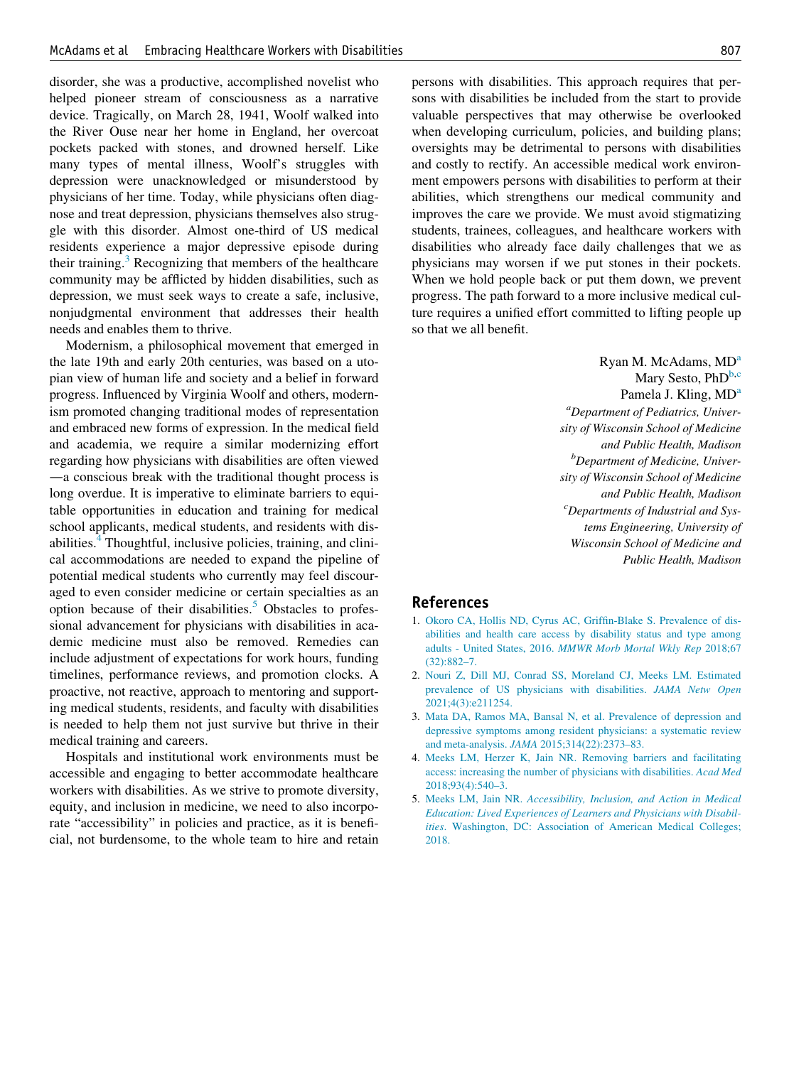disorder, she was a productive, accomplished novelist who helped pioneer stream of consciousness as a narrative device. Tragically, on March 28, 1941, Woolf walked into the River Ouse near her home in England, her overcoat pockets packed with stones, and drowned herself. Like many types of mental illness, Woolf's struggles with depression were unacknowledged or misunderstood by physicians of her time. Today, while physicians often diagnose and treat depression, physicians themselves also struggle with this disorder. Almost one-third of US medical residents experience a major depressive episode during their training.[3] Recognizing that members of the healthcare community may be afflicted by hidden disabilities, such as depression, we must seek ways to create a safe, inclusive, nonjudgmental environment that addresses their health needs and enables them to thrive.

Modernism, a philosophical movement that emerged in the late 19th and early 20th centuries, was based on a utopian view of human life and society and a belief in forward progress. Influenced by Virginia Woolf and others, modernism promoted changing traditional modes of representation and embraced new forms of expression. In the medical field and academia, we require a similar modernizing effort regarding how physicians with disabilities are often viewed —a conscious break with the traditional thought process is long overdue. It is imperative to eliminate barriers to equitable opportunities in education and training for medical school applicants, medical students, and residents with disabilities.[4] Thoughtful, inclusive policies, training, and clinical accommodations are needed to expand the pipeline of potential medical students who currently may feel discouraged to even consider medicine or certain specialties as an option because of their disabilities.[5] Obstacles to professional advancement for physicians with disabilities in academic medicine must also be removed. Remedies can include adjustment of expectations for work hours, funding timelines, performance reviews, and promotion clocks. A proactive, not reactive, approach to mentoring and supporting medical students, residents, and faculty with disabilities is needed to help them not just survive but thrive in their medical training and careers.

Hospitals and institutional work environments must be accessible and engaging to better accommodate healthcare workers with disabilities. As we strive to promote diversity, equity, and inclusion in medicine, we need to also incorporate "accessibility" in policies and practice, as it is beneficial, not burdensome, to the whole team to hire and retain persons with disabilities. This approach requires that persons with disabilities be included from the start to provide valuable perspectives that may otherwise be overlooked when developing curriculum, policies, and building plans; oversights may be detrimental to persons with disabilities and costly to rectify. An accessible medical work environment empowers persons with disabilities to perform at their abilities, which strengthens our medical community and improves the care we provide. We must avoid stigmatizing students, trainees, colleagues, and healthcare workers with disabilities who already face daily challenges that we as physicians may worsen if we put stones in their pockets. When we hold people back or put them down, we prevent progress. The path forward to a more inclusive medical culture requires a unified effort committed to lifting people up so that we all benefit.

Ryan M. McAdams, MD[a]
Mary Sesto, PhD[b,c]
Pamela J. Kling, MD[a]

[a]*Department of Pediatrics, University of Wisconsin School of Medicine and Public Health, Madison*

[b]*Department of Medicine, University of Wisconsin School of Medicine and Public Health, Madison*

[c]*Departments of Industrial and Systems Engineering, University of Wisconsin School of Medicine and Public Health, Madison*

## References

1. Okoro CA, Hollis ND, Cyrus AC, Griffin-Blake S. Prevalence of disabilities and health care access by disability status and type among adults - United States, 2016. *MMWR Morb Mortal Wkly Rep* 2018;67(32):882–7.
2. Nouri Z, Dill MJ, Conrad SS, Moreland CJ, Meeks LM. Estimated prevalence of US physicians with disabilities. *JAMA Netw Open* 2021;4(3):e211254.
3. Mata DA, Ramos MA, Bansal N, et al. Prevalence of depression and depressive symptoms among resident physicians: a systematic review and meta-analysis. *JAMA* 2015;314(22):2373–83.
4. Meeks LM, Herzer K, Jain NR. Removing barriers and facilitating access: increasing the number of physicians with disabilities. *Acad Med* 2018;93(4):540–3.
5. Meeks LM, Jain NR. *Accessibility, Inclusion, and Action in Medical Education: Lived Experiences of Learners and Physicians with Disabilities*. Washington, DC: Association of American Medical Colleges; 2018.